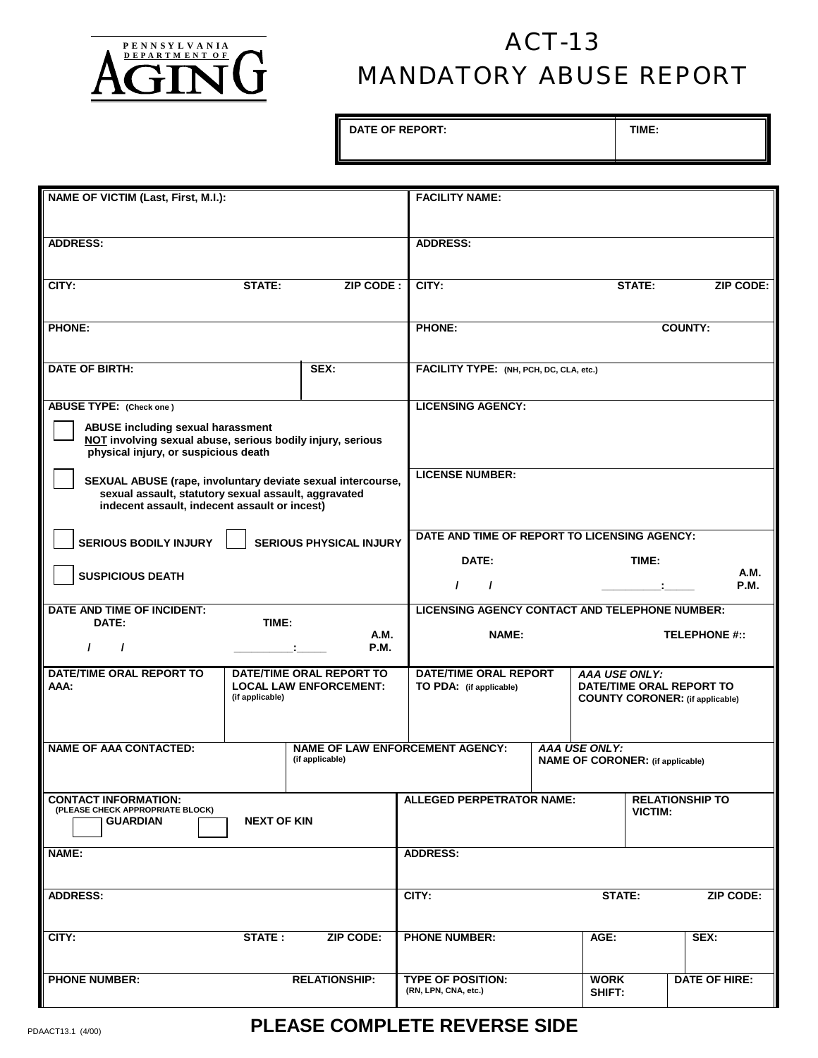PENNSYLVANIA DEPARTMENT OF AGING

# ACT-13
# MANDATORY ABUSE REPORT

| DATE OF REPORT: | TIME: |
|---|---|

| NAME OF VICTIM (Last, First, M.I.): | | | FACILITY NAME: |
|---|---|---|---|
| ADDRESS: | | | ADDRESS: |
| CITY: | STATE: | ZIP CODE : | CITY: STATE: ZIP CODE: |
| PHONE: | | | PHONE: COUNTY: |
| DATE OF BIRTH: | | SEX: | FACILITY TYPE: (NH, PCH, DC, CLA, etc.) |

**ABUSE TYPE:** (Check one )

- ☐ **ABUSE including sexual harassment <u>NOT</u> involving sexual abuse, serious bodily injury, serious physical injury, or suspicious death**
- ☐ **SEXUAL ABUSE (rape, involuntary deviate sexual intercourse, sexual assault, statutory sexual assault, aggravated indecent assault, indecent assault or incest)**
- ☐ **SERIOUS BODILY INJURY** ☐ **SERIOUS PHYSICAL INJURY**
- ☐ **SUSPICIOUS DEATH**

**LICENSING AGENCY:**

**LICENSE NUMBER:**

**DATE AND TIME OF REPORT TO LICENSING AGENCY:**

DATE: / / TIME: _________:_____ A.M. P.M.

**DATE AND TIME OF INCIDENT:**

DATE: / / TIME: _________:_____ A.M. P.M.

**LICENSING AGENCY CONTACT AND TELEPHONE NUMBER:**

NAME: TELEPHONE #::

| DATE/TIME ORAL REPORT TO AAA: | DATE/TIME ORAL REPORT TO LOCAL LAW ENFORCEMENT: (if applicable) | DATE/TIME ORAL REPORT TO PDA: (if applicable) | *AAA USE ONLY:* DATE/TIME ORAL REPORT TO COUNTY CORONER: (if applicable) |
|---|---|---|---|
| | | | |

| NAME OF AAA CONTACTED: | NAME OF LAW ENFORCEMENT AGENCY: (if applicable) | *AAA USE ONLY:* NAME OF CORONER: (if applicable) |
|---|---|---|
| | | |

**CONTACT INFORMATION:**
(PLEASE CHECK APPROPRIATE BLOCK)

☐ GUARDIAN ☐ NEXT OF KIN

| NAME: | | |
|---|---|---|
| ADDRESS: | | |
| CITY: | STATE : | ZIP CODE: |
| PHONE NUMBER: | | RELATIONSHIP: |

| ALLEGED PERPETRATOR NAME: | | RELATIONSHIP TO VICTIM: |
|---|---|---|
| ADDRESS: | | |
| CITY: | STATE: | ZIP CODE: |
| PHONE NUMBER: | AGE: | SEX: |
| TYPE OF POSITION: (RN, LPN, CNA, etc.) | WORK SHIFT: | DATE OF HIRE: |

PDAACT13.1 (4/00)

**PLEASE COMPLETE REVERSE SIDE**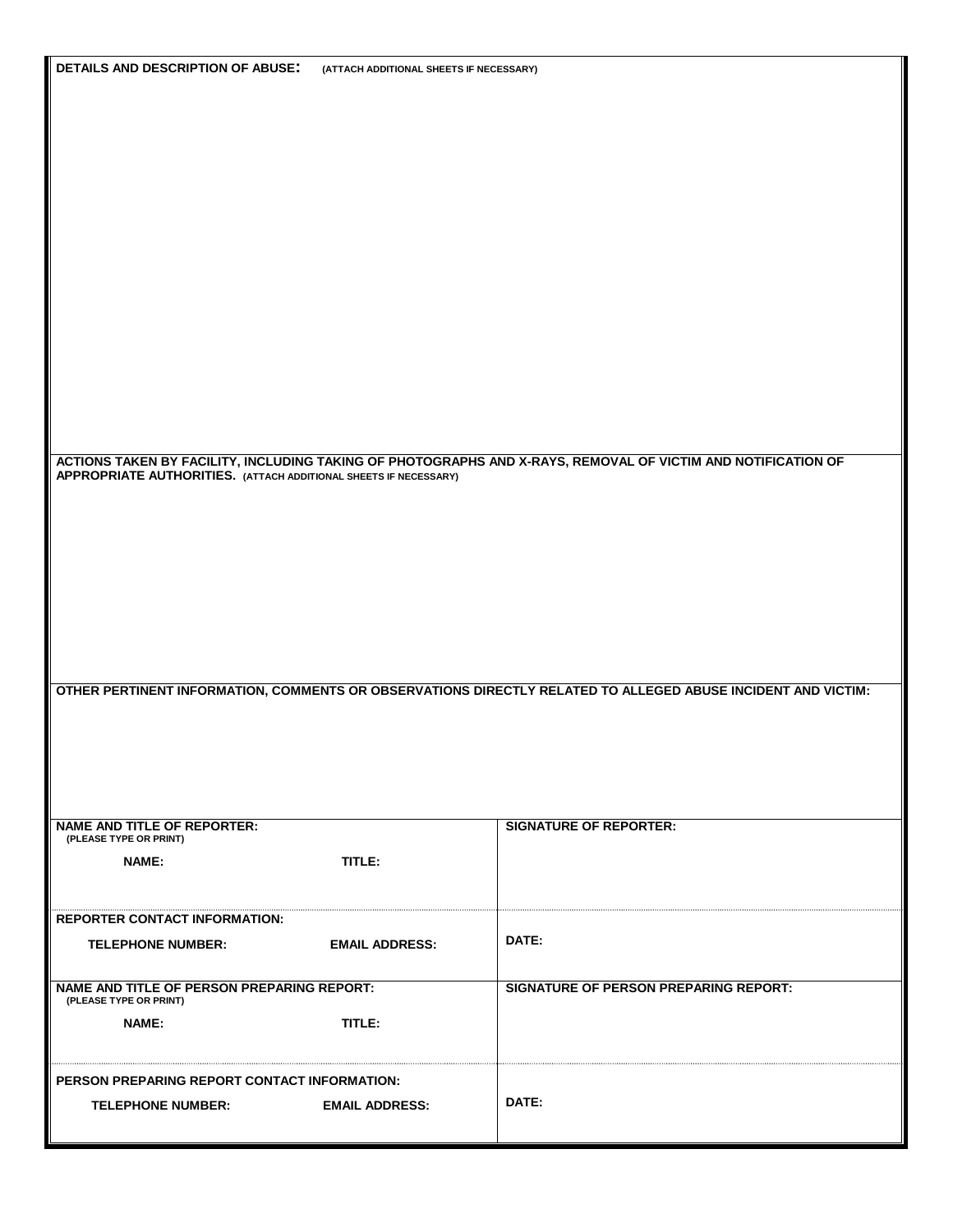**DETAILS AND DESCRIPTION OF ABUSE:** (ATTACH ADDITIONAL SHEETS IF NECESSARY)

**ACTIONS TAKEN BY FACILITY, INCLUDING TAKING OF PHOTOGRAPHS AND X-RAYS, REMOVAL OF VICTIM AND NOTIFICATION OF APPROPRIATE AUTHORITIES.** (ATTACH ADDITIONAL SHEETS IF NECESSARY)

**OTHER PERTINENT INFORMATION, COMMENTS OR OBSERVATIONS DIRECTLY RELATED TO ALLEGED ABUSE INCIDENT AND VICTIM:**

| | |
|---|---|
| **NAME AND TITLE OF REPORTER:** (PLEASE TYPE OR PRINT)<br>**NAME:** **TITLE:** | **SIGNATURE OF REPORTER:** |
| **REPORTER CONTACT INFORMATION:**<br>**TELEPHONE NUMBER:** **EMAIL ADDRESS:** | **DATE:** |
| **NAME AND TITLE OF PERSON PREPARING REPORT:** (PLEASE TYPE OR PRINT)<br>**NAME:** **TITLE:** | **SIGNATURE OF PERSON PREPARING REPORT:** |
| **PERSON PREPARING REPORT CONTACT INFORMATION:**<br>**TELEPHONE NUMBER:** **EMAIL ADDRESS:** | **DATE:** |